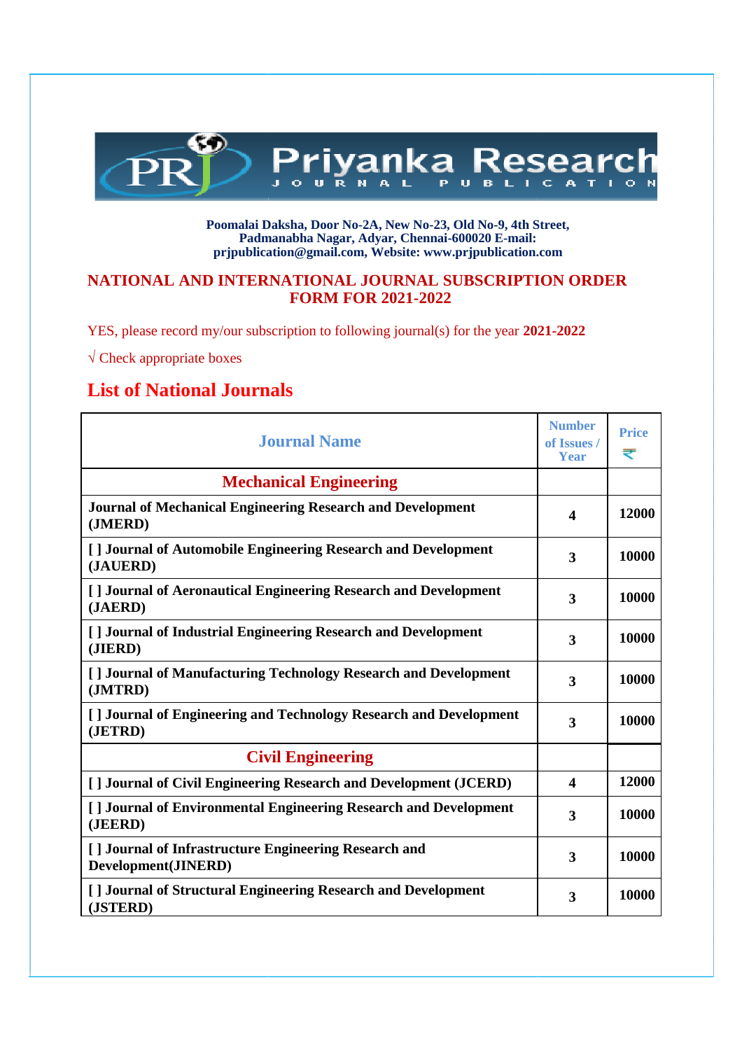**Priyanka Research Journal Publication**

**Poomalai Daksha, Door No-2A, New No-23, Old No-9, 4th Street, Padmanabha Nagar, Adyar, Chennai-600020 E-mail: prjpublication@gmail.com, Website: www.prjpublication.com**

## NATIONAL AND INTERNATIONAL JOURNAL SUBSCRIPTION ORDER FORM FOR 2021-2022

YES, please record my/our subscription to following journal(s) for the year **2021-2022**

√ Check appropriate boxes

## List of National Journals

| Journal Name | Number of Issues / Year | Price ₹ |
|---|---|---|
| **Mechanical Engineering** | | |
| **Journal of Mechanical Engineering Research and Development (JMERD)** | **4** | **12000** |
| **[ ] Journal of Automobile Engineering Research and Development (JAUERD)** | **3** | **10000** |
| **[ ] Journal of Aeronautical Engineering Research and Development (JAERD)** | **3** | **10000** |
| **[ ] Journal of Industrial Engineering Research and Development (JIERD)** | **3** | **10000** |
| **[ ] Journal of Manufacturing Technology Research and Development (JMTRD)** | **3** | **10000** |
| **[ ] Journal of Engineering and Technology Research and Development (JETRD)** | **3** | **10000** |
| **Civil Engineering** | | |
| **[ ] Journal of Civil Engineering Research and Development (JCERD)** | **4** | **12000** |
| **[ ] Journal of Environmental Engineering Research and Development (JEERD)** | **3** | **10000** |
| **[ ] Journal of Infrastructure Engineering Research and Development(JINERD)** | **3** | **10000** |
| **[ ] Journal of Structural Engineering Research and Development (JSTERD)** | **3** | **10000** |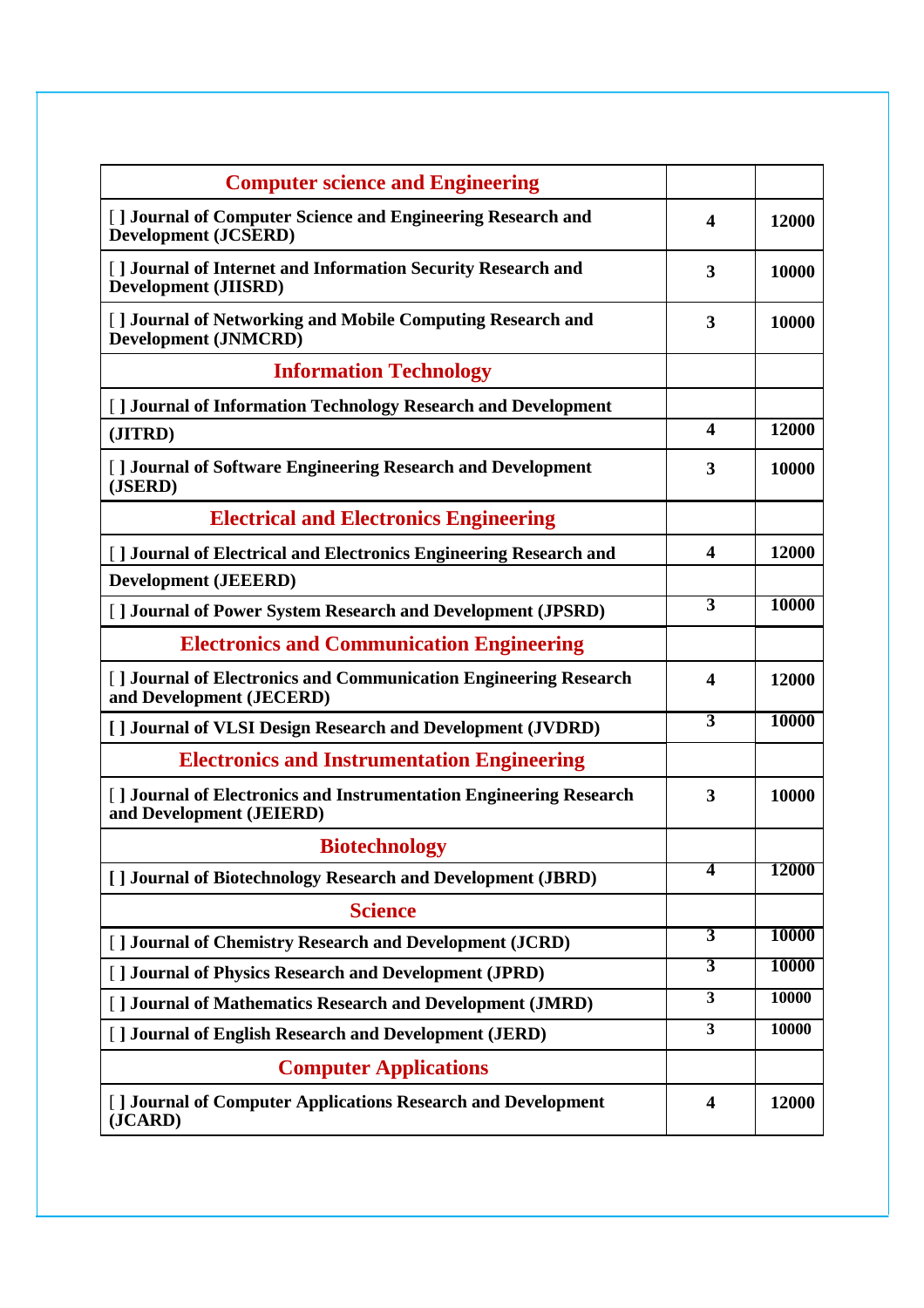| Computer science and Engineering | | |
|---|---|---|
| [ ] Journal of Computer Science and Engineering Research and Development (JCSERD) | 4 | 12000 |
| [ ] Journal of Internet and Information Security Research and Development (JIISRD) | 3 | 10000 |
| [ ] Journal of Networking and Mobile Computing Research and Development (JNMCRD) | 3 | 10000 |
| **Information Technology** | | |
| [ ] Journal of Information Technology Research and Development (JITRD) | 4 | 12000 |
| [ ] Journal of Software Engineering Research and Development (JSERD) | 3 | 10000 |
| **Electrical and Electronics Engineering** | | |
| [ ] Journal of Electrical and Electronics Engineering Research and Development (JEEERD) | 4 | 12000 |
| [ ] Journal of Power System Research and Development (JPSRD) | 3 | 10000 |
| **Electronics and Communication Engineering** | | |
| [ ] Journal of Electronics and Communication Engineering Research and Development (JECERD) | 4 | 12000 |
| [ ] Journal of VLSI Design Research and Development (JVDRD) | 3 | 10000 |
| **Electronics and Instrumentation Engineering** | | |
| [ ] Journal of Electronics and Instrumentation Engineering Research and Development (JEIERD) | 3 | 10000 |
| **Biotechnology** | | |
| [ ] Journal of Biotechnology Research and Development (JBRD) | 4 | 12000 |
| **Science** | | |
| [ ] Journal of Chemistry Research and Development (JCRD) | 3 | 10000 |
| [ ] Journal of Physics Research and Development (JPRD) | 3 | 10000 |
| [ ] Journal of Mathematics Research and Development (JMRD) | 3 | 10000 |
| [ ] Journal of English Research and Development (JERD) | 3 | 10000 |
| **Computer Applications** | | |
| [ ] Journal of Computer Applications Research and Development (JCARD) | 4 | 12000 |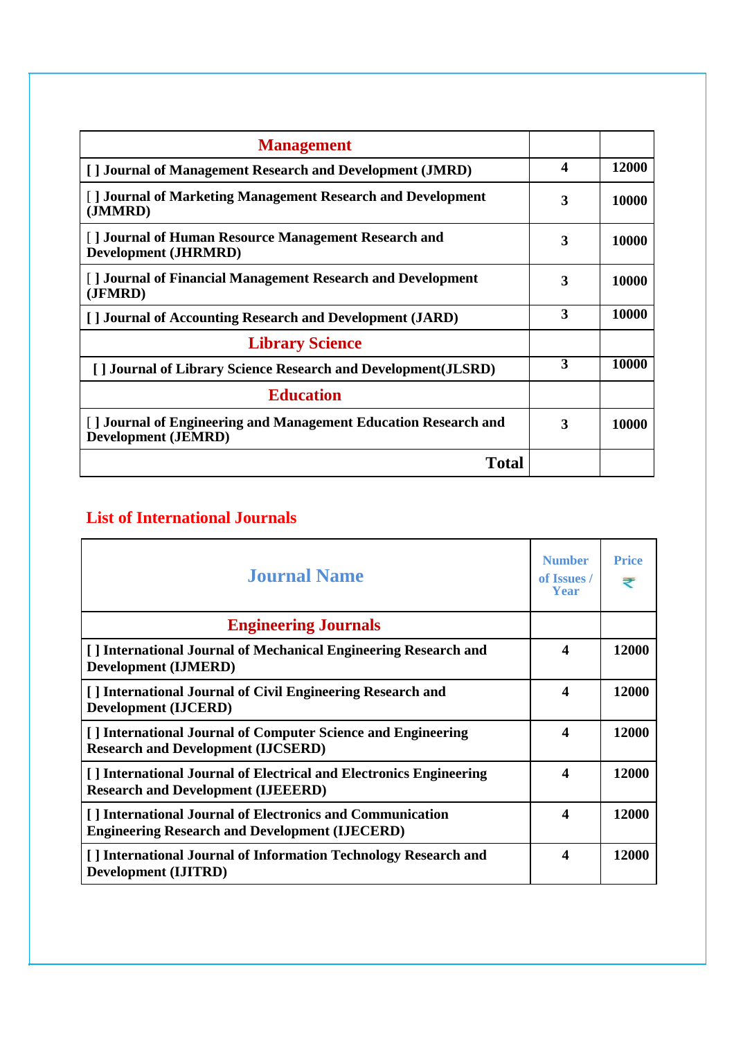| Management | | |
|---|---|---|
| [ ] Journal of Management Research and Development (JMRD) | 4 | 12000 |
| [ ] Journal of Marketing Management Research and Development (JMMRD) | 3 | 10000 |
| [ ] Journal of Human Resource Management Research and Development (JHRMRD) | 3 | 10000 |
| [ ] Journal of Financial Management Research and Development (JFMRD) | 3 | 10000 |
| [ ] Journal of Accounting Research and Development (JARD) | 3 | 10000 |
| **Library Science** | | |
| [ ] Journal of Library Science Research and Development(JLSRD) | 3 | 10000 |
| **Education** | | |
| [ ] Journal of Engineering and Management Education Research and Development (JEMRD) | 3 | 10000 |
| **Total** | | |

## List of International Journals

| Journal Name | Number of Issues / Year | Price ₹ |
|---|---|---|
| **Engineering Journals** | | |
| [ ] International Journal of Mechanical Engineering Research and Development (IJMERD) | 4 | 12000 |
| [ ] International Journal of Civil Engineering Research and Development (IJCERD) | 4 | 12000 |
| [ ] International Journal of Computer Science and Engineering Research and Development (IJCSERD) | 4 | 12000 |
| [ ] International Journal of Electrical and Electronics Engineering Research and Development (IJEEERD) | 4 | 12000 |
| [ ] International Journal of Electronics and Communication Engineering Research and Development (IJECERD) | 4 | 12000 |
| [ ] International Journal of Information Technology Research and Development (IJITRD) | 4 | 12000 |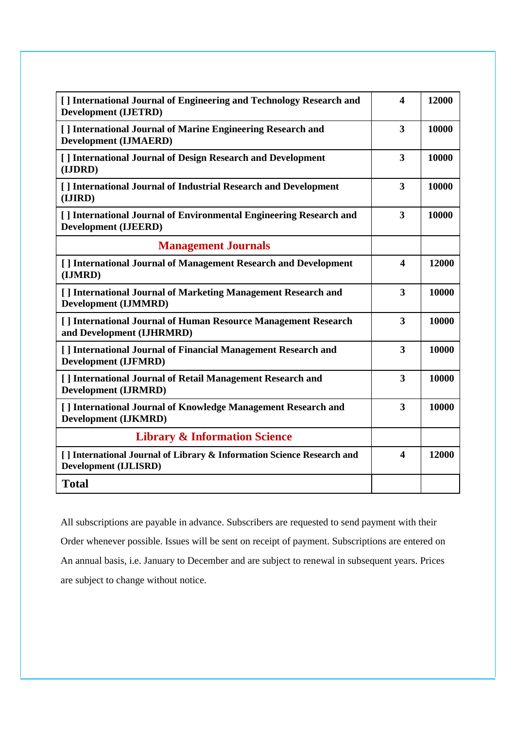| [ ] International Journal of Engineering and Technology Research and Development (IJETRD) | 4 | 12000 |
|---|---|---|
| [ ] International Journal of Marine Engineering Research and Development (IJMAERD) | 3 | 10000 |
| [ ] International Journal of Design Research and Development (IJDRD) | 3 | 10000 |
| [ ] International Journal of Industrial Research and Development (IJIRD) | 3 | 10000 |
| [ ] International Journal of Environmental Engineering Research and Development (IJEERD) | 3 | 10000 |
| **Management Journals** | | |
| [ ] International Journal of Management Research and Development (IJMRD) | 4 | 12000 |
| [ ] International Journal of Marketing Management Research and Development (IJMMRD) | 3 | 10000 |
| [ ] International Journal of Human Resource Management Research and Development (IJHRMRD) | 3 | 10000 |
| [ ] International Journal of Financial Management Research and Development (IJFMRD) | 3 | 10000 |
| [ ] International Journal of Retail Management Research and Development (IJRMRD) | 3 | 10000 |
| [ ] International Journal of Knowledge Management Research and Development (IJKMRD) | 3 | 10000 |
| **Library & Information Science** | | |
| [ ] International Journal of Library & Information Science Research and Development (IJLISRD) | 4 | 12000 |
| **Total** | | |

All subscriptions are payable in advance. Subscribers are requested to send payment with their Order whenever possible. Issues will be sent on receipt of payment. Subscriptions are entered on An annual basis, i.e. January to December and are subject to renewal in subsequent years. Prices are subject to change without notice.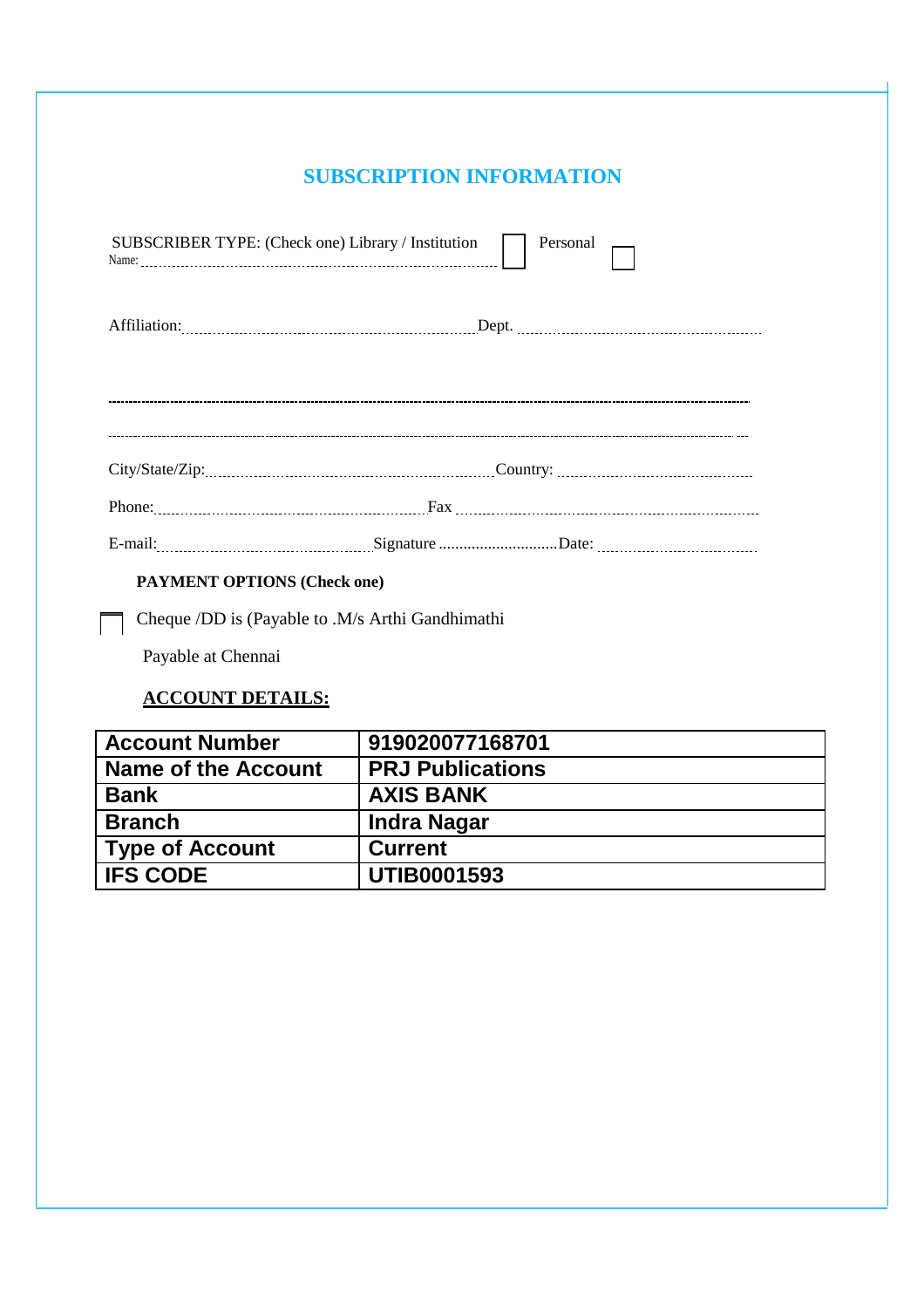## SUBSCRIPTION INFORMATION

SUBSCRIBER TYPE: (Check one) Library / Institution ☐ Personal ☐

Name: ..............................................................................................

Affiliation: ...................................................................... Dept. ......................................................

.............................................................................................................................................................

.............................................................................................................................................................

City/State/Zip: .................................................................. Country: ...............................................

Phone: .......................................................... Fax ..................................................................

E-mail: ................................................ Signature ............................ Date: ......................................

**PAYMENT OPTIONS (Check one)**

☐ Cheque /DD is (Payable to .M/s Arthi Gandhimathi

Payable at Chennai

**ACCOUNT DETAILS:**

| Account Number | 919020077168701 |
|---|---|
| Name of the Account | PRJ Publications |
| Bank | AXIS BANK |
| Branch | Indra Nagar |
| Type of Account | Current |
| IFS CODE | UTIB0001593 |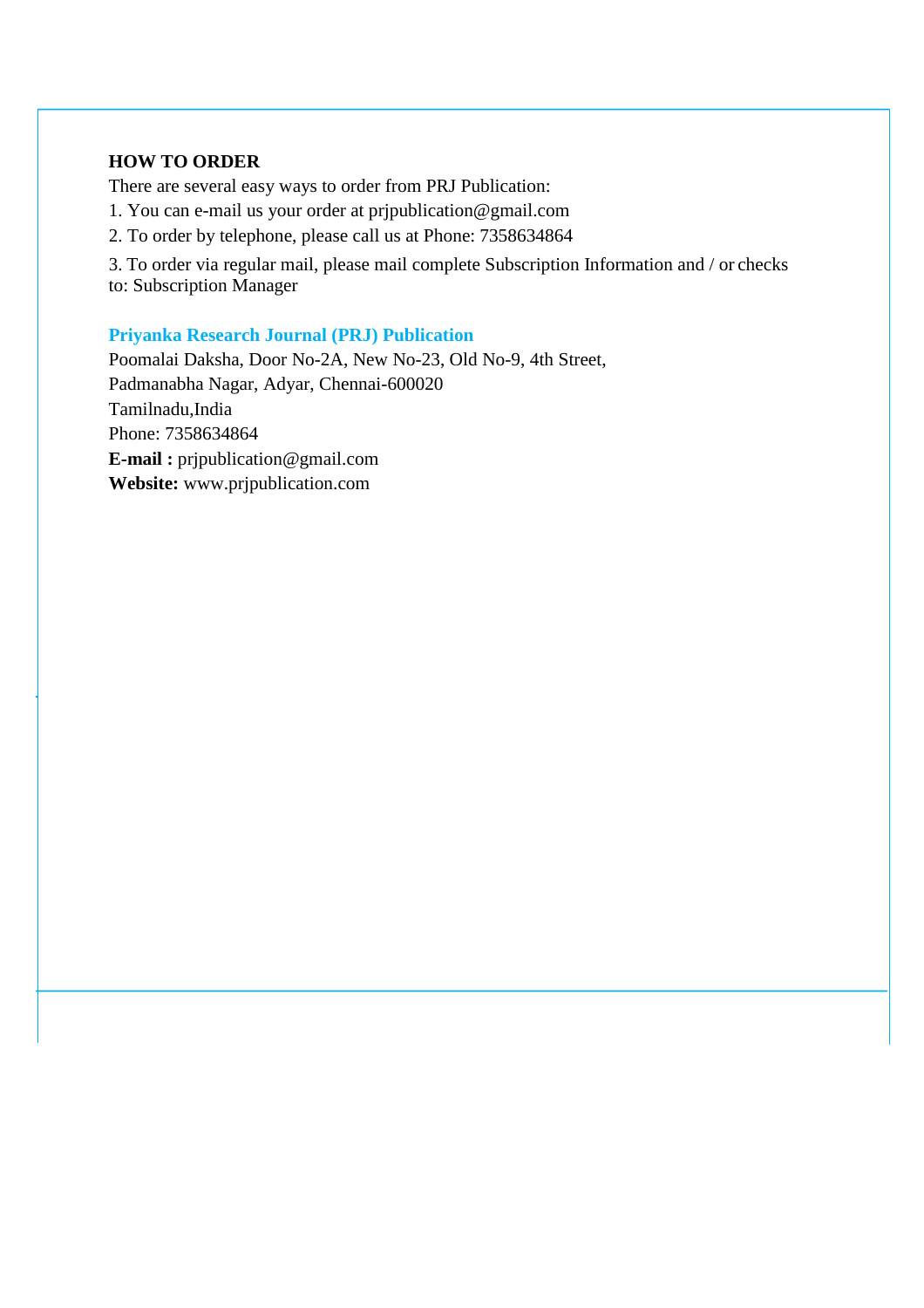## HOW TO ORDER

There are several easy ways to order from PRJ Publication:

1. You can e-mail us your order at prjpublication@gmail.com
2. To order by telephone, please call us at Phone: 7358634864
3. To order via regular mail, please mail complete Subscription Information and / or checks to: Subscription Manager

### Priyanka Research Journal (PRJ) Publication

Poomalai Daksha, Door No-2A, New No-23, Old No-9, 4th Street,
Padmanabha Nagar, Adyar, Chennai-600020
Tamilnadu,India
Phone: 7358634864
**E-mail :** prjpublication@gmail.com
**Website:** www.prjpublication.com